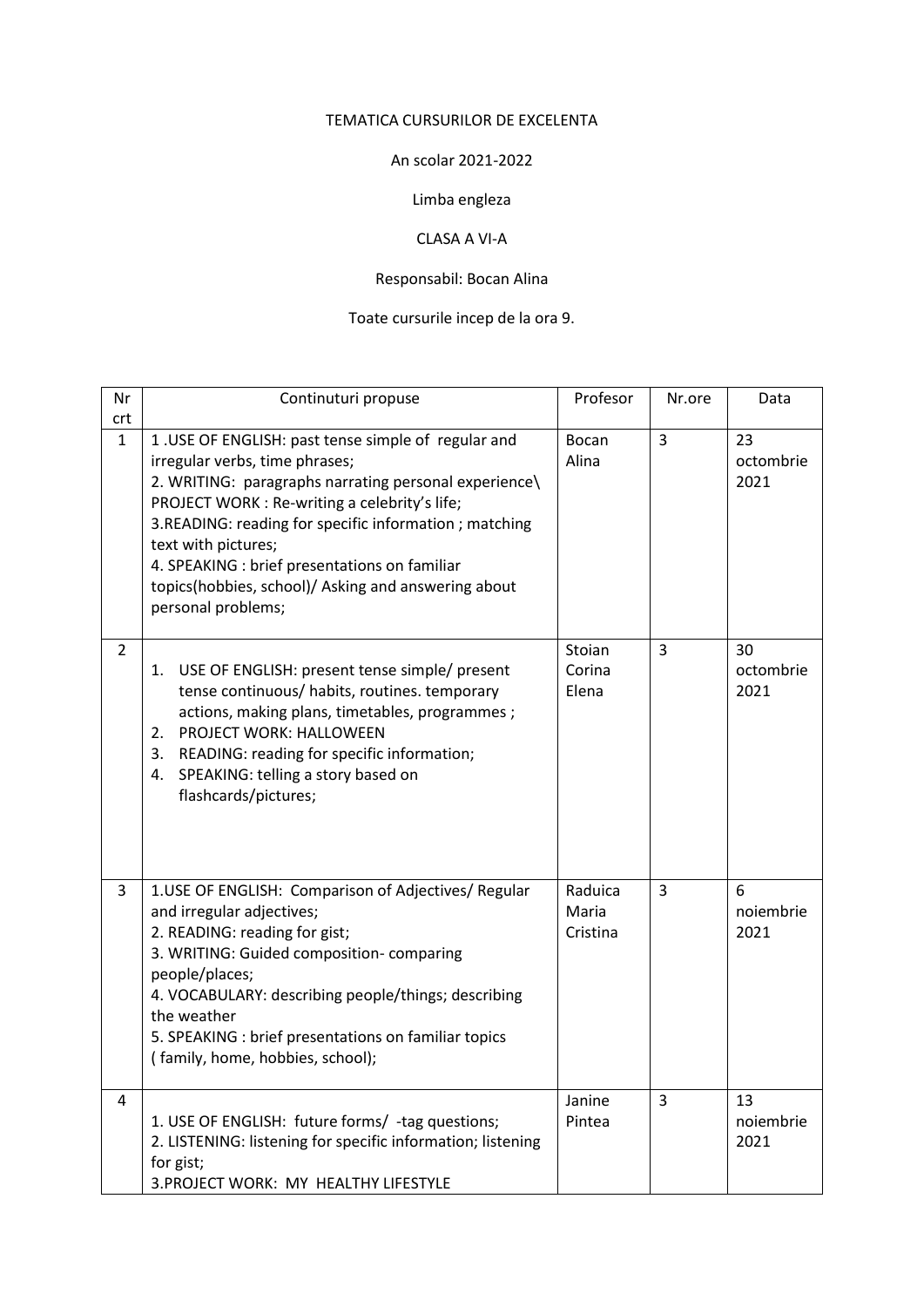TEMATICA CURSURILOR DE EXCELENTA

An scolar 2021-2022

Limba engleza

CLASA A VI-A

Responsabil: Bocan Alina

Toate cursurile incep de la ora 9.

| Nr crt | Continuturi propuse | Profesor | Nr.ore | Data |
|---|---|---|---|---|
| 1 | 1 .USE OF ENGLISH: past tense simple of regular and irregular verbs, time phrases;<br>2. WRITING: paragraphs narrating personal experience\ PROJECT WORK : Re-writing a celebrity's life;<br>3.READING: reading for specific information ; matching text with pictures;<br>4. SPEAKING : brief presentations on familiar topics(hobbies, school)/ Asking and answering about personal problems; | Bocan Alina | 3 | 23 octombrie 2021 |
| 2 | 1. USE OF ENGLISH: present tense simple/ present tense continuous/ habits, routines. temporary actions, making plans, timetables, programmes ;<br>2. PROJECT WORK: HALLOWEEN<br>3. READING: reading for specific information;<br>4. SPEAKING: telling a story based on flashcards/pictures; | Stoian Corina Elena | 3 | 30 octombrie 2021 |
| 3 | 1.USE OF ENGLISH: Comparison of Adjectives/ Regular and irregular adjectives;<br>2. READING: reading for gist;<br>3. WRITING: Guided composition- comparing people/places;<br>4. VOCABULARY: describing people/things; describing the weather<br>5. SPEAKING : brief presentations on familiar topics ( family, home, hobbies, school); | Raduica Maria Cristina | 3 | 6 noiembrie 2021 |
| 4 | 1. USE OF ENGLISH: future forms/ -tag questions;<br>2. LISTENING: listening for specific information; listening for gist;<br>3.PROJECT WORK: MY HEALTHY LIFESTYLE | Janine Pintea | 3 | 13 noiembrie 2021 |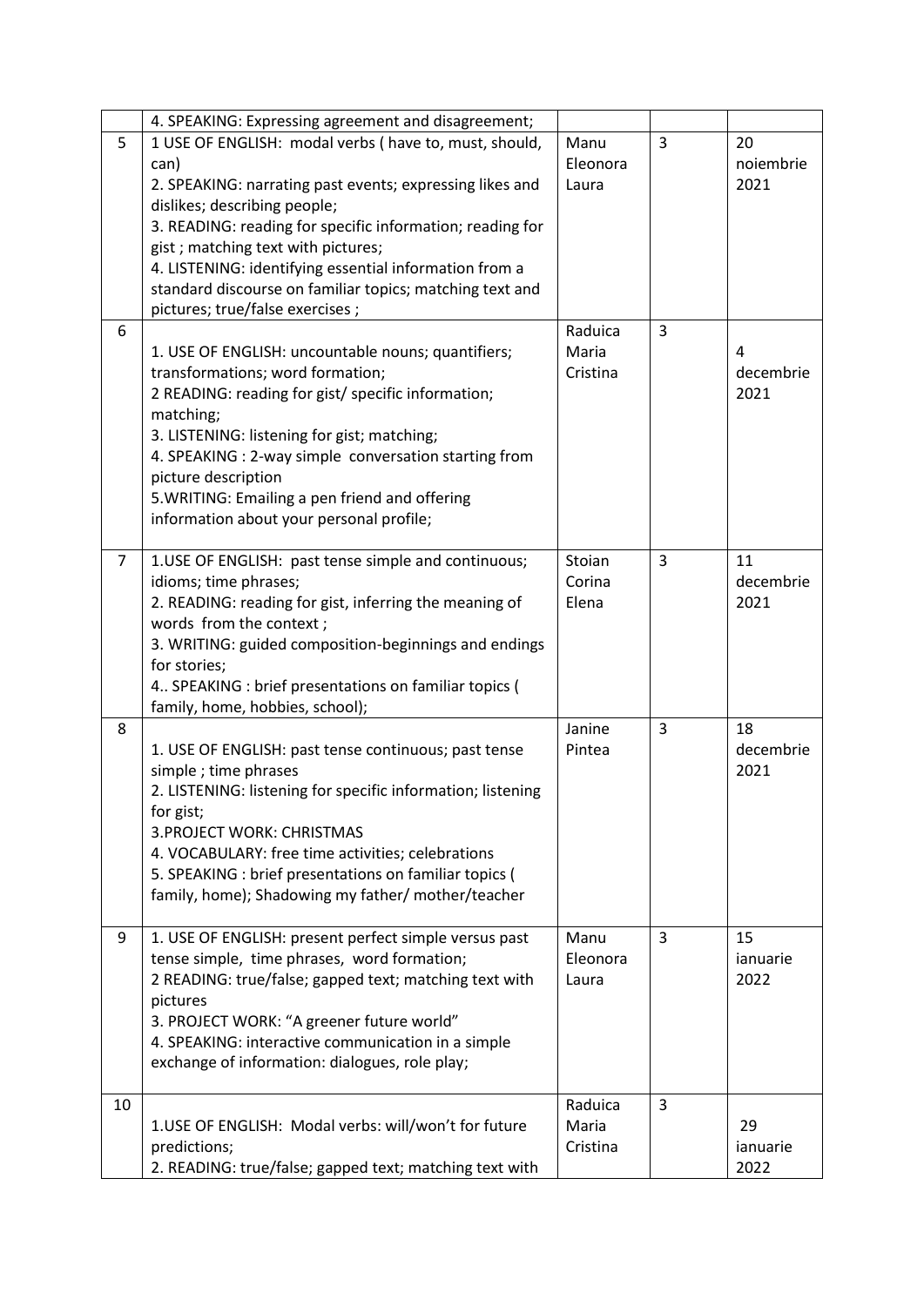|  |  |  |  |  |
|---|---|---|---|---|
|  | 4. SPEAKING: Expressing agreement and disagreement; |  |  |  |
| 5 | 1 USE OF ENGLISH: modal verbs ( have to, must, should, can)<br>2. SPEAKING: narrating past events; expressing likes and dislikes; describing people;<br>3. READING: reading for specific information; reading for gist ; matching text with pictures;<br>4. LISTENING: identifying essential information from a standard discourse on familiar topics; matching text and pictures; true/false exercises ; | Manu Eleonora Laura | 3 | 20 noiembrie 2021 |
| 6 | 1. USE OF ENGLISH: uncountable nouns; quantifiers; transformations; word formation;<br>2 READING: reading for gist/ specific information; matching;<br>3. LISTENING: listening for gist; matching;<br>4. SPEAKING : 2-way simple conversation starting from picture description<br>5.WRITING: Emailing a pen friend and offering information about your personal profile; | Raduica Maria Cristina | 3 | 4 decembrie 2021 |
| 7 | 1.USE OF ENGLISH: past tense simple and continuous; idioms; time phrases;<br>2. READING: reading for gist, inferring the meaning of words from the context ;<br>3. WRITING: guided composition-beginnings and endings for stories;<br>4.. SPEAKING : brief presentations on familiar topics ( family, home, hobbies, school); | Stoian Corina Elena | 3 | 11 decembrie 2021 |
| 8 | 1. USE OF ENGLISH: past tense continuous; past tense simple ; time phrases<br>2. LISTENING: listening for specific information; listening for gist;<br>3.PROJECT WORK: CHRISTMAS<br>4. VOCABULARY: free time activities; celebrations<br>5. SPEAKING : brief presentations on familiar topics ( family, home); Shadowing my father/ mother/teacher | Janine Pintea | 3 | 18 decembrie 2021 |
| 9 | 1. USE OF ENGLISH: present perfect simple versus past tense simple, time phrases, word formation;<br>2 READING: true/false; gapped text; matching text with pictures<br>3. PROJECT WORK: "A greener future world"<br>4. SPEAKING: interactive communication in a simple exchange of information: dialogues, role play; | Manu Eleonora Laura | 3 | 15 ianuarie 2022 |
| 10 | 1.USE OF ENGLISH: Modal verbs: will/won't for future predictions;<br>2. READING: true/false; gapped text; matching text with | Raduica Maria Cristina | 3 | 29 ianuarie 2022 |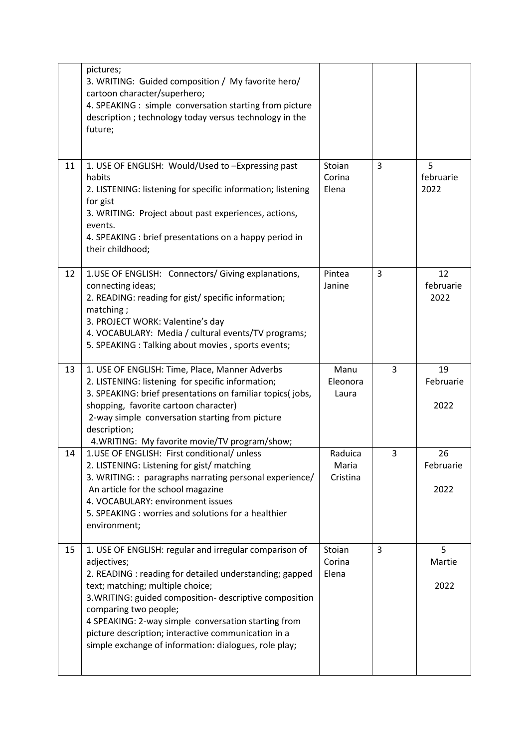| | | | | |
|---|---|---|---|---|
| | pictures;<br>3. WRITING: Guided composition / My favorite hero/ cartoon character/superhero;<br>4. SPEAKING : simple conversation starting from picture description ; technology today versus technology in the future; | | | |
| 11 | 1. USE OF ENGLISH: Would/Used to –Expressing past habits<br>2. LISTENING: listening for specific information; listening for gist<br>3. WRITING: Project about past experiences, actions, events.<br>4. SPEAKING : brief presentations on a happy period in their childhood; | Stoian Corina Elena | 3 | 5 februarie 2022 |
| 12 | 1.USE OF ENGLISH: Connectors/ Giving explanations, connecting ideas;<br>2. READING: reading for gist/ specific information; matching ;<br>3. PROJECT WORK: Valentine's day<br>4. VOCABULARY: Media / cultural events/TV programs;<br>5. SPEAKING : Talking about movies , sports events; | Pintea Janine | 3 | 12 februarie 2022 |
| 13 | 1. USE OF ENGLISH: Time, Place, Manner Adverbs<br>2. LISTENING: listening for specific information;<br>3. SPEAKING: brief presentations on familiar topics( jobs, shopping, favorite cartoon character)<br>2-way simple conversation starting from picture description;<br>4.WRITING: My favorite movie/TV program/show; | Manu Eleonora Laura | 3 | 19 Februarie 2022 |
| 14 | 1.USE OF ENGLISH: First conditional/ unless<br>2. LISTENING: Listening for gist/ matching<br>3. WRITING: : paragraphs narrating personal experience/ An article for the school magazine<br>4. VOCABULARY: environment issues<br>5. SPEAKING : worries and solutions for a healthier environment; | Raduica Maria Cristina | 3 | 26 Februarie 2022 |
| 15 | 1. USE OF ENGLISH: regular and irregular comparison of adjectives;<br>2. READING : reading for detailed understanding; gapped text; matching; multiple choice;<br>3.WRITING: guided composition- descriptive composition comparing two people;<br>4 SPEAKING: 2-way simple conversation starting from picture description; interactive communication in a simple exchange of information: dialogues, role play; | Stoian Corina Elena | 3 | 5 Martie 2022 |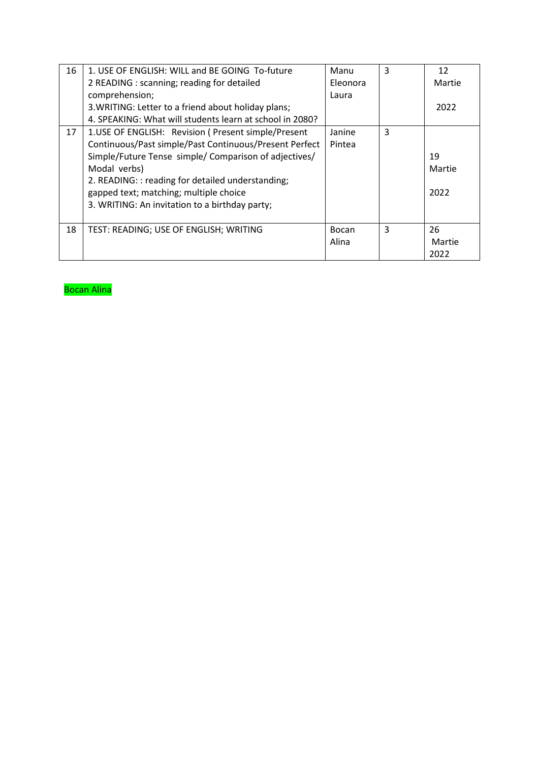| | | | | |
|---|---|---|---|---|
| 16 | 1. USE OF ENGLISH: WILL and BE GOING To-future<br>2 READING : scanning; reading for detailed comprehension;<br>3.WRITING: Letter to a friend about holiday plans;<br>4. SPEAKING: What will students learn at school in 2080? | Manu Eleonora Laura | 3 | 12 Martie 2022 |
| 17 | 1.USE OF ENGLISH: Revision ( Present simple/Present Continuous/Past simple/Past Continuous/Present Perfect Simple/Future Tense simple/ Comparison of adjectives/ Modal verbs)<br>2. READING: : reading for detailed understanding; gapped text; matching; multiple choice<br>3. WRITING: An invitation to a birthday party; | Janine Pintea | 3 | 19 Martie 2022 |
| 18 | TEST: READING; USE OF ENGLISH; WRITING | Bocan Alina | 3 | 26 Martie 2022 |

Bocan Alina